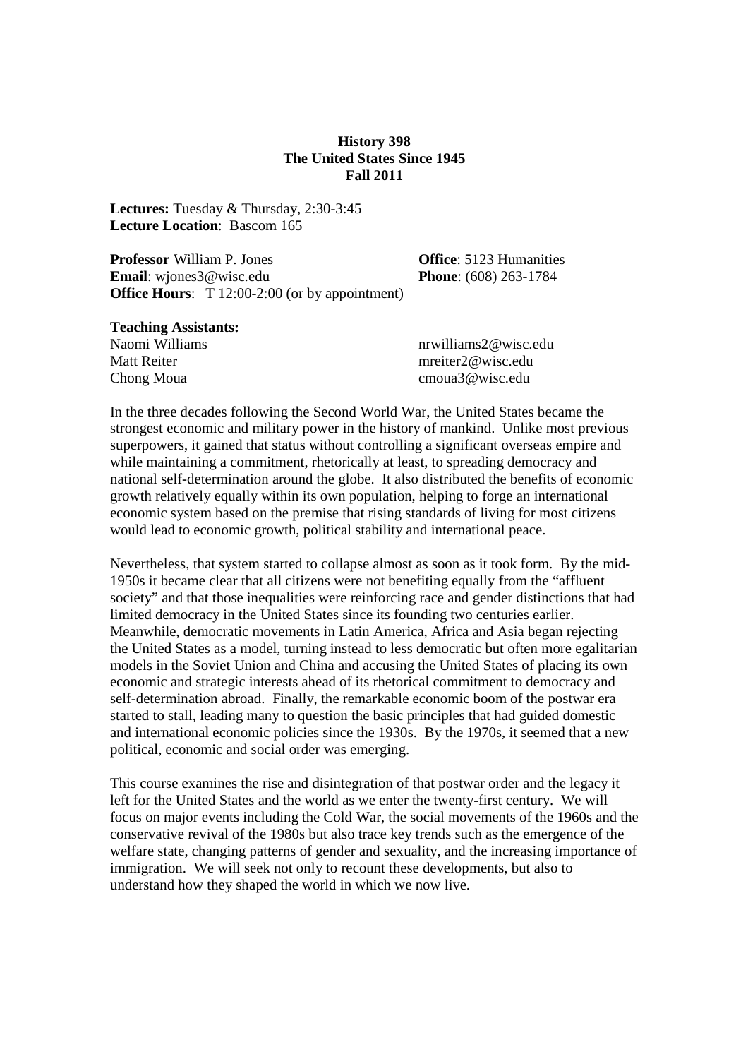# History 398
# The United States Since 1945
# Fall 2011

**Lectures:** Tuesday & Thursday, 2:30-3:45
**Lecture Location**: Bascom 165

**Professor** William P. Jones
**Email**: wjones3@wisc.edu
**Office Hours**: T 12:00-2:00 (or by appointment)
**Office**: 5123 Humanities
**Phone**: (608) 263-1784

**Teaching Assistants:**

| Name | Email |
|---|---|
| Naomi Williams | nrwilliams2@wisc.edu |
| Matt Reiter | mreiter2@wisc.edu |
| Chong Moua | cmoua3@wisc.edu |

In the three decades following the Second World War, the United States became the strongest economic and military power in the history of mankind. Unlike most previous superpowers, it gained that status without controlling a significant overseas empire and while maintaining a commitment, rhetorically at least, to spreading democracy and national self-determination around the globe. It also distributed the benefits of economic growth relatively equally within its own population, helping to forge an international economic system based on the premise that rising standards of living for most citizens would lead to economic growth, political stability and international peace.

Nevertheless, that system started to collapse almost as soon as it took form. By the mid-1950s it became clear that all citizens were not benefiting equally from the "affluent society" and that those inequalities were reinforcing race and gender distinctions that had limited democracy in the United States since its founding two centuries earlier. Meanwhile, democratic movements in Latin America, Africa and Asia began rejecting the United States as a model, turning instead to less democratic but often more egalitarian models in the Soviet Union and China and accusing the United States of placing its own economic and strategic interests ahead of its rhetorical commitment to democracy and self-determination abroad. Finally, the remarkable economic boom of the postwar era started to stall, leading many to question the basic principles that had guided domestic and international economic policies since the 1930s. By the 1970s, it seemed that a new political, economic and social order was emerging.

This course examines the rise and disintegration of that postwar order and the legacy it left for the United States and the world as we enter the twenty-first century. We will focus on major events including the Cold War, the social movements of the 1960s and the conservative revival of the 1980s but also trace key trends such as the emergence of the welfare state, changing patterns of gender and sexuality, and the increasing importance of immigration. We will seek not only to recount these developments, but also to understand how they shaped the world in which we now live.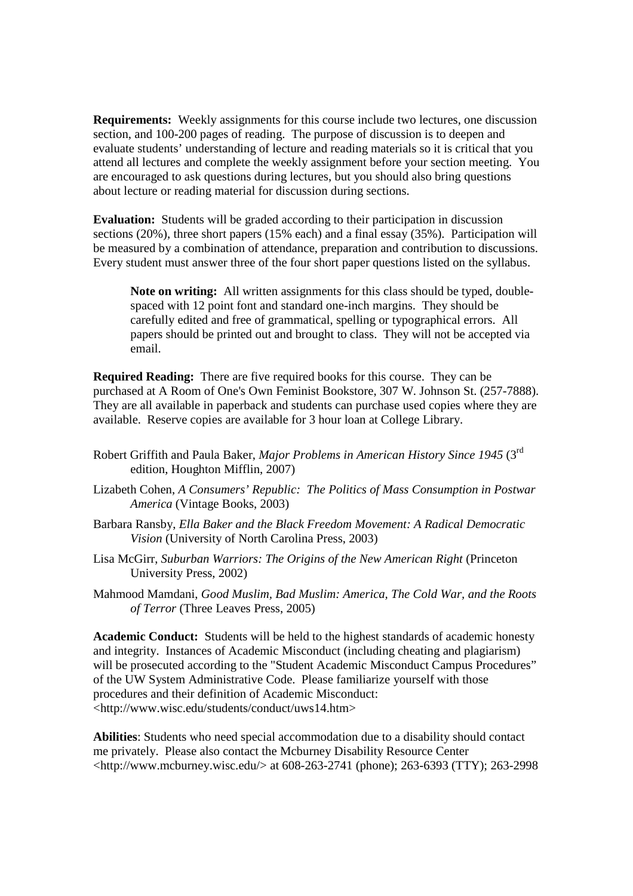**Requirements:** Weekly assignments for this course include two lectures, one discussion section, and 100-200 pages of reading. The purpose of discussion is to deepen and evaluate students' understanding of lecture and reading materials so it is critical that you attend all lectures and complete the weekly assignment before your section meeting. You are encouraged to ask questions during lectures, but you should also bring questions about lecture or reading material for discussion during sections.

**Evaluation:** Students will be graded according to their participation in discussion sections (20%), three short papers (15% each) and a final essay (35%). Participation will be measured by a combination of attendance, preparation and contribution to discussions. Every student must answer three of the four short paper questions listed on the syllabus.

> **Note on writing:** All written assignments for this class should be typed, double-spaced with 12 point font and standard one-inch margins. They should be carefully edited and free of grammatical, spelling or typographical errors. All papers should be printed out and brought to class. They will not be accepted via email.

**Required Reading:** There are five required books for this course. They can be purchased at A Room of One's Own Feminist Bookstore, 307 W. Johnson St. (257-7888). They are all available in paperback and students can purchase used copies where they are available. Reserve copies are available for 3 hour loan at College Library.

Robert Griffith and Paula Baker, *Major Problems in American History Since 1945* (3rd edition, Houghton Mifflin, 2007)

Lizabeth Cohen, *A Consumers' Republic: The Politics of Mass Consumption in Postwar America* (Vintage Books, 2003)

Barbara Ransby, *Ella Baker and the Black Freedom Movement: A Radical Democratic Vision* (University of North Carolina Press, 2003)

Lisa McGirr, *Suburban Warriors: The Origins of the New American Right* (Princeton University Press, 2002)

Mahmood Mamdani, *Good Muslim, Bad Muslim: America, The Cold War, and the Roots of Terror* (Three Leaves Press, 2005)

**Academic Conduct:** Students will be held to the highest standards of academic honesty and integrity. Instances of Academic Misconduct (including cheating and plagiarism) will be prosecuted according to the "Student Academic Misconduct Campus Procedures" of the UW System Administrative Code. Please familiarize yourself with those procedures and their definition of Academic Misconduct: <http://www.wisc.edu/students/conduct/uws14.htm>

**Abilities**: Students who need special accommodation due to a disability should contact me privately. Please also contact the Mcburney Disability Resource Center <http://www.mcburney.wisc.edu/> at 608-263-2741 (phone); 263-6393 (TTY); 263-2998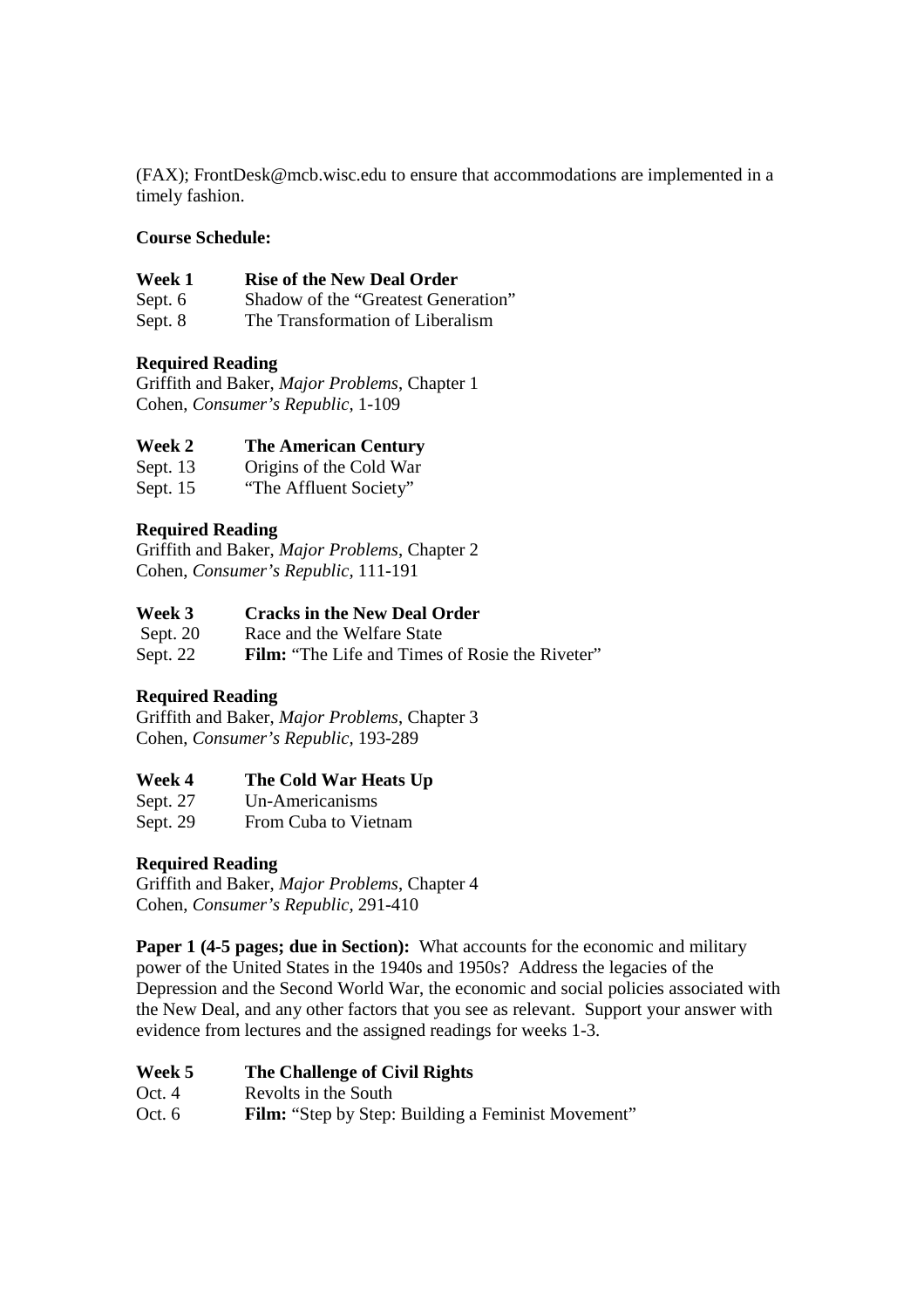(FAX); FrontDesk@mcb.wisc.edu to ensure that accommodations are implemented in a timely fashion.

**Course Schedule:**

**Week 1 Rise of the New Deal Order**
Sept. 6 Shadow of the "Greatest Generation"
Sept. 8 The Transformation of Liberalism

**Required Reading**
Griffith and Baker, *Major Problems*, Chapter 1
Cohen, *Consumer's Republic*, 1-109

**Week 2 The American Century**
Sept. 13 Origins of the Cold War
Sept. 15 "The Affluent Society"

**Required Reading**
Griffith and Baker, *Major Problems*, Chapter 2
Cohen, *Consumer's Republic*, 111-191

**Week 3 Cracks in the New Deal Order**
Sept. 20 Race and the Welfare State
Sept. 22 **Film:** "The Life and Times of Rosie the Riveter"

**Required Reading**
Griffith and Baker, *Major Problems*, Chapter 3
Cohen, *Consumer's Republic*, 193-289

**Week 4 The Cold War Heats Up**
Sept. 27 Un-Americanisms
Sept. 29 From Cuba to Vietnam

**Required Reading**
Griffith and Baker, *Major Problems*, Chapter 4
Cohen, *Consumer's Republic*, 291-410

**Paper 1 (4-5 pages; due in Section):** What accounts for the economic and military power of the United States in the 1940s and 1950s? Address the legacies of the Depression and the Second World War, the economic and social policies associated with the New Deal, and any other factors that you see as relevant. Support your answer with evidence from lectures and the assigned readings for weeks 1-3.

**Week 5 The Challenge of Civil Rights**
Oct. 4 Revolts in the South
Oct. 6 **Film:** "Step by Step: Building a Feminist Movement"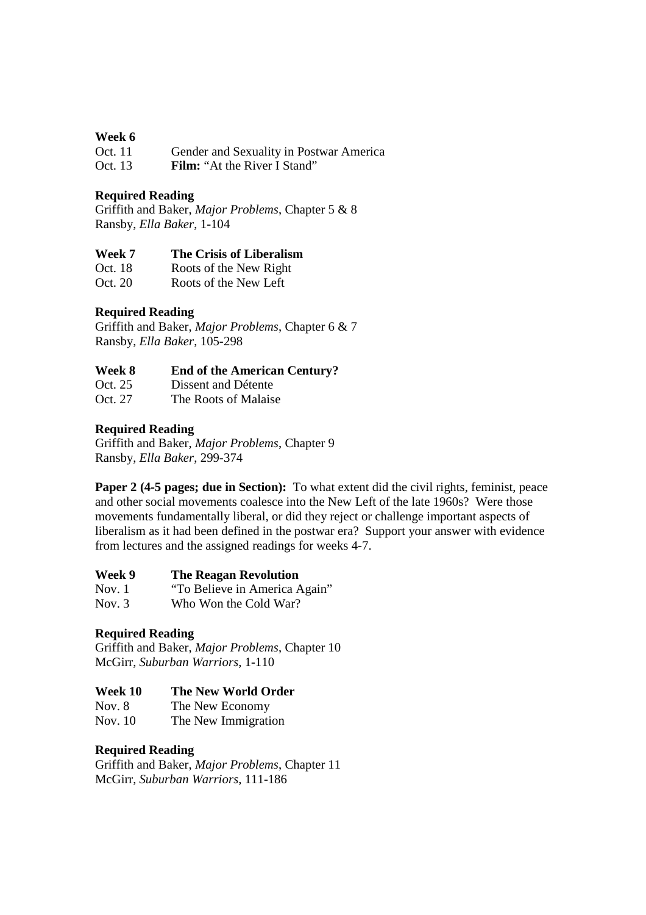**Week 6**

Oct. 11 Gender and Sexuality in Postwar America
Oct. 13 **Film:** "At the River I Stand"

**Required Reading**
Griffith and Baker, *Major Problems*, Chapter 5 & 8
Ransby, *Ella Baker*, 1-104

**Week 7 The Crisis of Liberalism**

Oct. 18 Roots of the New Right
Oct. 20 Roots of the New Left

**Required Reading**
Griffith and Baker, *Major Problems*, Chapter 6 & 7
Ransby, *Ella Baker*, 105-298

**Week 8 End of the American Century?**

Oct. 25 Dissent and Détente
Oct. 27 The Roots of Malaise

**Required Reading**
Griffith and Baker, *Major Problems*, Chapter 9
Ransby, *Ella Baker*, 299-374

**Paper 2 (4-5 pages; due in Section):** To what extent did the civil rights, feminist, peace and other social movements coalesce into the New Left of the late 1960s? Were those movements fundamentally liberal, or did they reject or challenge important aspects of liberalism as it had been defined in the postwar era? Support your answer with evidence from lectures and the assigned readings for weeks 4-7.

**Week 9 The Reagan Revolution**

Nov. 1 "To Believe in America Again"
Nov. 3 Who Won the Cold War?

**Required Reading**
Griffith and Baker, *Major Problems*, Chapter 10
McGirr, *Suburban Warriors*, 1-110

**Week 10 The New World Order**

Nov. 8 The New Economy
Nov. 10 The New Immigration

**Required Reading**
Griffith and Baker, *Major Problems*, Chapter 11
McGirr, *Suburban Warriors*, 111-186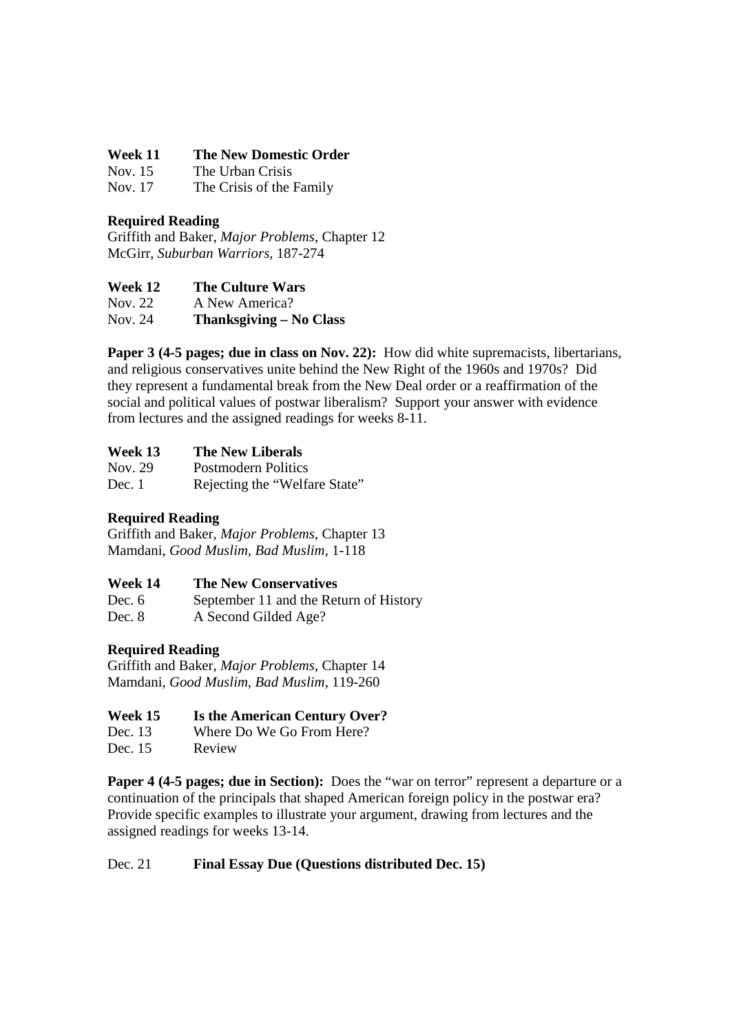**Week 11 The New Domestic Order**

Nov. 15 The Urban Crisis
Nov. 17 The Crisis of the Family

**Required Reading**

Griffith and Baker, *Major Problems*, Chapter 12
McGirr, *Suburban Warriors*, 187-274

**Week 12 The Culture Wars**

Nov. 22 A New America?
Nov. 24 **Thanksgiving – No Class**

**Paper 3 (4-5 pages; due in class on Nov. 22):** How did white supremacists, libertarians, and religious conservatives unite behind the New Right of the 1960s and 1970s? Did they represent a fundamental break from the New Deal order or a reaffirmation of the social and political values of postwar liberalism? Support your answer with evidence from lectures and the assigned readings for weeks 8-11.

**Week 13 The New Liberals**

Nov. 29 Postmodern Politics
Dec. 1 Rejecting the "Welfare State"

**Required Reading**

Griffith and Baker, *Major Problems*, Chapter 13
Mamdani, *Good Muslim, Bad Muslim*, 1-118

**Week 14 The New Conservatives**

Dec. 6 September 11 and the Return of History
Dec. 8 A Second Gilded Age?

**Required Reading**

Griffith and Baker, *Major Problems*, Chapter 14
Mamdani, *Good Muslim, Bad Muslim*, 119-260

**Week 15 Is the American Century Over?**

Dec. 13 Where Do We Go From Here?
Dec. 15 Review

**Paper 4 (4-5 pages; due in Section):** Does the "war on terror" represent a departure or a continuation of the principals that shaped American foreign policy in the postwar era? Provide specific examples to illustrate your argument, drawing from lectures and the assigned readings for weeks 13-14.

Dec. 21 **Final Essay Due (Questions distributed Dec. 15)**